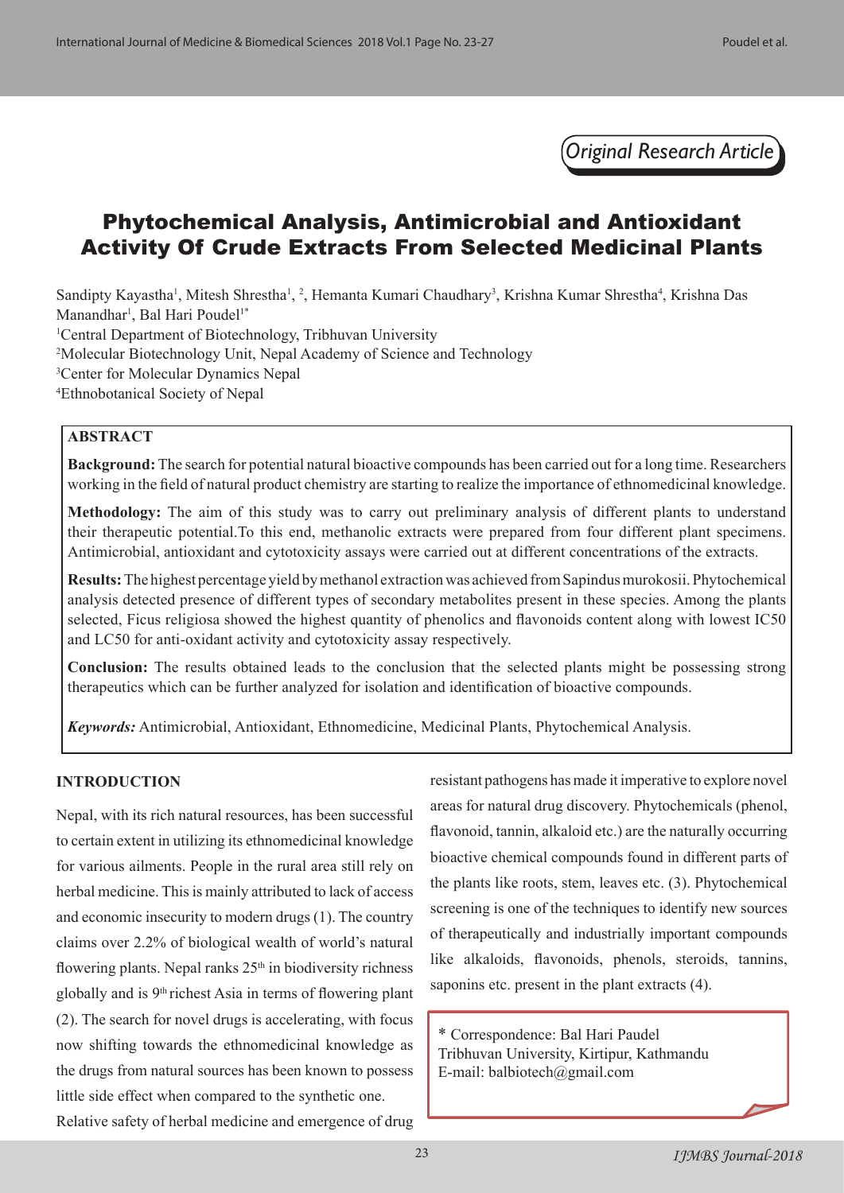*Original Research Article*

# Phytochemical Analysis, Antimicrobial and Antioxidant Activity Of Crude Extracts From Selected Medicinal Plants

Sandipty Kayastha[1], Mitesh Shrestha[1, 2], Hemanta Kumari Chaudhary[3], Krishna Kumar Shrestha[4], Krishna Das Manandhar[1], Bal Hari Poudel[1*]

[1]Central Department of Biotechnology, Tribhuvan University

[2]Molecular Biotechnology Unit, Nepal Academy of Science and Technology

[3]Center for Molecular Dynamics Nepal

[4]Ethnobotanical Society of Nepal

## ABSTRACT

**Background:** The search for potential natural bioactive compounds has been carried out for a long time. Researchers working in the field of natural product chemistry are starting to realize the importance of ethnomedicinal knowledge.

**Methodology:** The aim of this study was to carry out preliminary analysis of different plants to understand their therapeutic potential.To this end, methanolic extracts were prepared from four different plant specimens. Antimicrobial, antioxidant and cytotoxicity assays were carried out at different concentrations of the extracts.

**Results:** The highest percentage yield by methanol extraction was achieved from Sapindus murokosii. Phytochemical analysis detected presence of different types of secondary metabolites present in these species. Among the plants selected, Ficus religiosa showed the highest quantity of phenolics and flavonoids content along with lowest IC50 and LC50 for anti-oxidant activity and cytotoxicity assay respectively.

**Conclusion:** The results obtained leads to the conclusion that the selected plants might be possessing strong therapeutics which can be further analyzed for isolation and identification of bioactive compounds.

***Keywords:*** Antimicrobial, Antioxidant, Ethnomedicine, Medicinal Plants, Phytochemical Analysis.

## INTRODUCTION

Nepal, with its rich natural resources, has been successful to certain extent in utilizing its ethnomedicinal knowledge for various ailments. People in the rural area still rely on herbal medicine. This is mainly attributed to lack of access and economic insecurity to modern drugs (1). The country claims over 2.2% of biological wealth of world's natural flowering plants. Nepal ranks 25th in biodiversity richness globally and is 9th richest Asia in terms of flowering plant (2). The search for novel drugs is accelerating, with focus now shifting towards the ethnomedicinal knowledge as the drugs from natural sources has been known to possess little side effect when compared to the synthetic one.

Relative safety of herbal medicine and emergence of drug resistant pathogens has made it imperative to explore novel areas for natural drug discovery. Phytochemicals (phenol, flavonoid, tannin, alkaloid etc.) are the naturally occurring bioactive chemical compounds found in different parts of the plants like roots, stem, leaves etc. (3). Phytochemical screening is one of the techniques to identify new sources of therapeutically and industrially important compounds like alkaloids, flavonoids, phenols, steroids, tannins, saponins etc. present in the plant extracts (4).

\* Correspondence: Bal Hari Paudel
Tribhuvan University, Kirtipur, Kathmandu
E-mail: balbiotech@gmail.com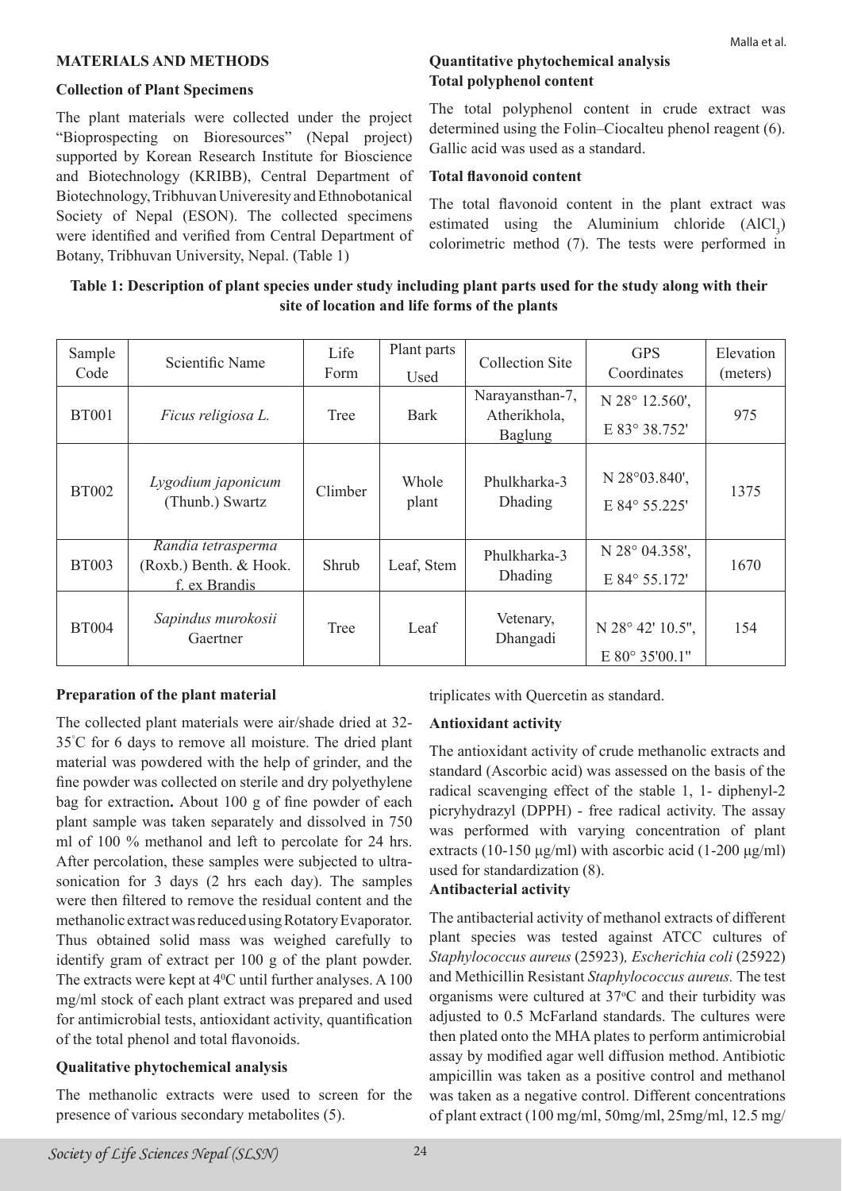## MATERIALS AND METHODS

### Collection of Plant Specimens

The plant materials were collected under the project "Bioprospecting on Bioresources" (Nepal project) supported by Korean Research Institute for Bioscience and Biotechnology (KRIBB), Central Department of Biotechnology, Tribhuvan Univeresity and Ethnobotanical Society of Nepal (ESON). The collected specimens were identified and verified from Central Department of Botany, Tribhuvan University, Nepal. (Table 1)

**Table 1: Description of plant species under study including plant parts used for the study along with their site of location and life forms of the plants**

| Sample Code | Scientific Name | Life Form | Plant parts Used | Collection Site | GPS Coordinates | Elevation (meters) |
|---|---|---|---|---|---|---|
| BT001 | *Ficus religiosa L.* | Tree | Bark | Narayansthan-7, Atherikhola, Baglung | N 28° 12.560', E 83° 38.752' | 975 |
| BT002 | *Lygodium japonicum* (Thunb.) Swartz | Climber | Whole plant | Phulkharka-3 Dhading | N 28°03.840', E 84° 55.225' | 1375 |
| BT003 | *Randia tetrasperma* (Roxb.) Benth. & Hook. f. ex Brandis | Shrub | Leaf, Stem | Phulkharka-3 Dhading | N 28° 04.358', E 84° 55.172' | 1670 |
| BT004 | *Sapindus murokosii* Gaertner | Tree | Leaf | Vetenary, Dhangadi | N 28° 42' 10.5", E 80° 35'00.1" | 154 |

### Preparation of the plant material

The collected plant materials were air/shade dried at 32-35°C for 6 days to remove all moisture. The dried plant material was powdered with the help of grinder, and the fine powder was collected on sterile and dry polyethylene bag for extraction**.** About 100 g of fine powder of each plant sample was taken separately and dissolved in 750 ml of 100 % methanol and left to percolate for 24 hrs. After percolation, these samples were subjected to ultra-sonication for 3 days (2 hrs each day). The samples were then filtered to remove the residual content and the methanolic extract was reduced using Rotatory Evaporator. Thus obtained solid mass was weighed carefully to identify gram of extract per 100 g of the plant powder. The extracts were kept at 4°C until further analyses. A 100 mg/ml stock of each plant extract was prepared and used for antimicrobial tests, antioxidant activity, quantification of the total phenol and total flavonoids.

### Qualitative phytochemical analysis

The methanolic extracts were used to screen for the presence of various secondary metabolites (5).

### Quantitative phytochemical analysis

### Total polyphenol content

The total polyphenol content in crude extract was determined using the Folin–Ciocalteu phenol reagent (6). Gallic acid was used as a standard.

### Total flavonoid content

The total flavonoid content in the plant extract was estimated using the Aluminium chloride ($AlCl_3$) colorimetric method (7). The tests were performed in triplicates with Quercetin as standard.

### Antioxidant activity

The antioxidant activity of crude methanolic extracts and standard (Ascorbic acid) was assessed on the basis of the radical scavenging effect of the stable 1, 1- diphenyl-2 picryhydrazyl (DPPH) - free radical activity. The assay was performed with varying concentration of plant extracts (10-150 µg/ml) with ascorbic acid (1-200 µg/ml) used for standardization (8).

### Antibacterial activity

The antibacterial activity of methanol extracts of different plant species was tested against ATCC cultures of *Staphylococcus aureus* (25923)*, Escherichia coli* (25922) and Methicillin Resistant *Staphylococcus aureus.* The test organisms were cultured at 37°C and their turbidity was adjusted to 0.5 McFarland standards. The cultures were then plated onto the MHA plates to perform antimicrobial assay by modified agar well diffusion method. Antibiotic ampicillin was taken as a positive control and methanol was taken as a negative control. Different concentrations of plant extract (100 mg/ml, 50mg/ml, 25mg/ml, 12.5 mg/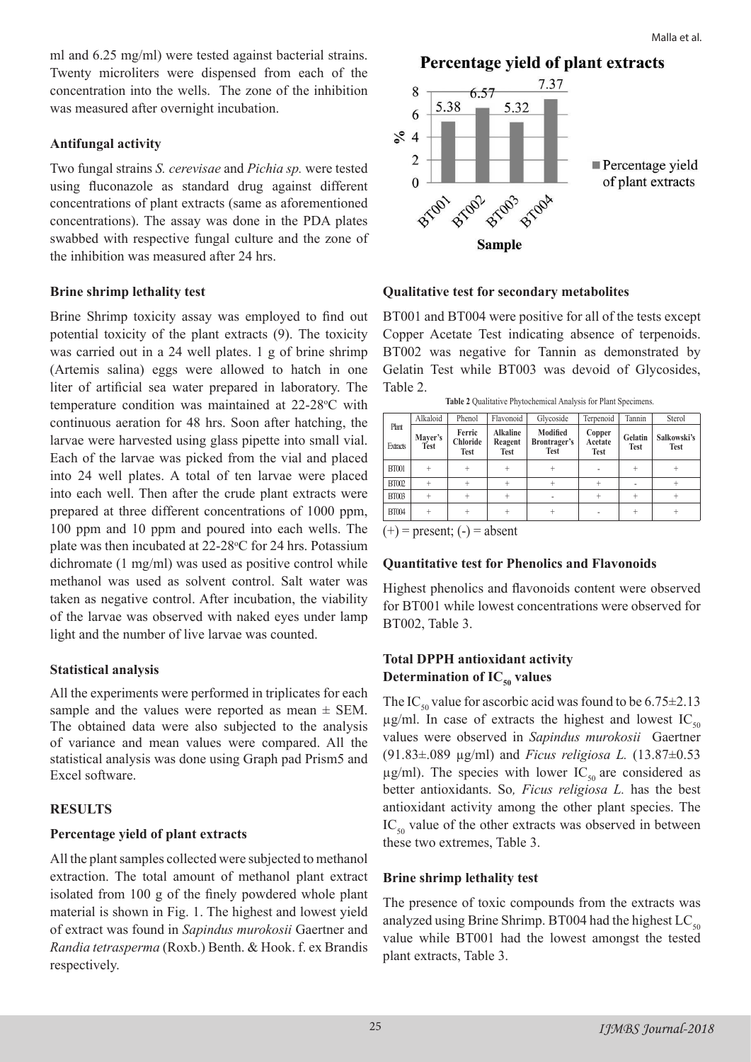ml and 6.25 mg/ml) were tested against bacterial strains. Twenty microliters were dispensed from each of the concentration into the wells. The zone of the inhibition was measured after overnight incubation.

### Antifungal activity

Two fungal strains *S. cerevisae* and *Pichia sp.* were tested using fluconazole as standard drug against different concentrations of plant extracts (same as aforementioned concentrations). The assay was done in the PDA plates swabbed with respective fungal culture and the zone of the inhibition was measured after 24 hrs.

### Brine shrimp lethality test

Brine Shrimp toxicity assay was employed to find out potential toxicity of the plant extracts (9). The toxicity was carried out in a 24 well plates. 1 g of brine shrimp (Artemis salina) eggs were allowed to hatch in one liter of artificial sea water prepared in laboratory. The temperature condition was maintained at 22-28°C with continuous aeration for 48 hrs. Soon after hatching, the larvae were harvested using glass pipette into small vial. Each of the larvae was picked from the vial and placed into 24 well plates. A total of ten larvae were placed into each well. Then after the crude plant extracts were prepared at three different concentrations of 1000 ppm, 100 ppm and 10 ppm and poured into each wells. The plate was then incubated at 22-28°C for 24 hrs. Potassium dichromate (1 mg/ml) was used as positive control while methanol was used as solvent control. Salt water was taken as negative control. After incubation, the viability of the larvae was observed with naked eyes under lamp light and the number of live larvae was counted.

### Statistical analysis

All the experiments were performed in triplicates for each sample and the values were reported as mean ± SEM. The obtained data were also subjected to the analysis of variance and mean values were compared. All the statistical analysis was done using Graph pad Prism5 and Excel software.

## RESULTS

### Percentage yield of plant extracts

All the plant samples collected were subjected to methanol extraction. The total amount of methanol plant extract isolated from 100 g of the finely powdered whole plant material is shown in Fig. 1. The highest and lowest yield of extract was found in *Sapindus murokosii* Gaertner and *Randia tetrasperma* (Roxb.) Benth. & Hook. f. ex Brandis respectively.

**Percentage yield of plant extracts**

| Sample | % |
|---|---|
| BT001 | 5.38 |
| BT002 | 6.57 |
| BT003 | 5.32 |
| BT004 | 7.37 |

### Qualitative test for secondary metabolites

BT001 and BT004 were positive for all of the tests except Copper Acetate Test indicating absence of terpenoids. BT002 was negative for Tannin as demonstrated by Gelatin Test while BT003 was devoid of Glycosides, Table 2.

**Table 2** Qualitative Phytochemical Analysis for Plant Specimens.

| Plant | Alkaloid | Phenol | Flavonoid | Glycoside | Terpenoid | Tannin | Sterol |
|---|---|---|---|---|---|---|---|
| Extracts | **Mayer's Test** | **Ferric Chloride Test** | **Alkaline Reagent Test** | **Modified Brontrager's Test** | **Copper Acetate Test** | **Gelatin Test** | **Salkowski's Test** |
| BT001 | + | + | + | + | - | + | + |
| BT002 | + | + | + | + | + | - | + |
| BT003 | + | + | + | - | + | + | + |
| BT004 | + | + | + | + | - | + | + |

(+) = present; (-) = absent

### Quantitative test for Phenolics and Flavonoids

Highest phenolics and flavonoids content were observed for BT001 while lowest concentrations were observed for BT002, Table 3.

### Total DPPH antioxidant activity
### Determination of $IC_{50}$ values

The $IC_{50}$ value for ascorbic acid was found to be 6.75±2.13 µg/ml. In case of extracts the highest and lowest $IC_{50}$ values were observed in *Sapindus murokosii* Gaertner (91.83±.089 µg/ml) and *Ficus religiosa L.* (13.87±0.53 µg/ml). The species with lower $IC_{50}$ are considered as better antioxidants. So*, Ficus religiosa L.* has the best antioxidant activity among the other plant species. The $IC_{50}$ value of the other extracts was observed in between these two extremes, Table 3.

### Brine shrimp lethality test

The presence of toxic compounds from the extracts was analyzed using Brine Shrimp. BT004 had the highest $LC_{50}$ value while BT001 had the lowest amongst the tested plant extracts, Table 3.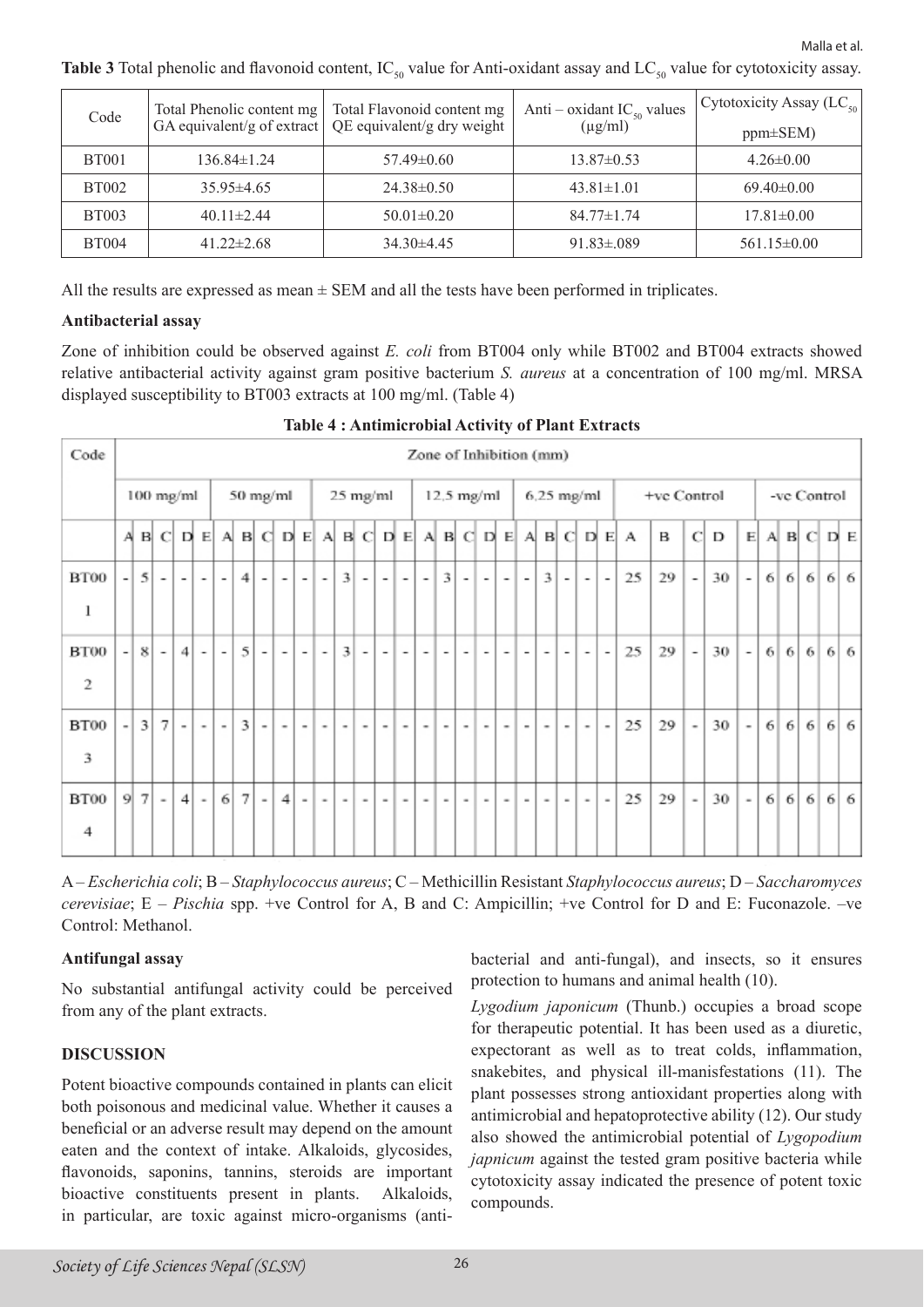**Table 3** Total phenolic and flavonoid content, $IC_{50}$ value for Anti-oxidant assay and $LC_{50}$ value for cytotoxicity assay.

| Code | Total Phenolic content mg GA equivalent/g of extract | Total Flavonoid content mg QE equivalent/g dry weight | Anti – oxidant $IC_{50}$ values (µg/ml) | Cytotoxicity Assay ($LC_{50}$ ppm±SEM) |
|---|---|---|---|---|
| BT001 | 136.84±1.24 | 57.49±0.60 | 13.87±0.53 | 4.26±0.00 |
| BT002 | 35.95±4.65 | 24.38±0.50 | 43.81±1.01 | 69.40±0.00 |
| BT003 | 40.11±2.44 | 50.01±0.20 | 84.77±1.74 | 17.81±0.00 |
| BT004 | 41.22±2.68 | 34.30±4.45 | 91.83±.089 | 561.15±0.00 |

All the results are expressed as mean ± SEM and all the tests have been performed in triplicates.

### Antibacterial assay

Zone of inhibition could be observed against *E. coli* from BT004 only while BT002 and BT004 extracts showed relative antibacterial activity against gram positive bacterium *S. aureus* at a concentration of 100 mg/ml. MRSA displayed susceptibility to BT003 extracts at 100 mg/ml. (Table 4)

**Table 4 : Antimicrobial Activity of Plant Extracts**

| Code | Zone of Inhibition (mm) | | | | | | | | | | | | | | | | | | | | | | | | | | | | | | | | | | |
|---|---|---|---|---|---|---|---|---|---|---|---|---|---|---|---|---|---|---|---|---|---|---|---|---|---|---|---|---|---|---|---|---|---|---|---|
| | 100 mg/ml | | | | | 50 mg/ml | | | | | 25 mg/ml | | | | | 12.5 mg/ml | | | | | 6.25 mg/ml | | | | | +ve Control | | | | | -ve Control | | | | |
| | A | B | C | D | E | A | B | C | D | E | A | B | C | D | E | A | B | C | D | E | A | B | C | D | E | A | B | C | D | E | A | B | C | D | E |
| BT001 | - | 5 | - | - | - | - | 4 | - | - | - | - | 3 | - | - | - | - | 3 | - | - | - | - | 3 | - | - | - | 25 | 29 | - | 30 | - | 6 | 6 | 6 | 6 | 6 |
| BT002 | - | 8 | - | 4 | - | - | 5 | - | - | - | - | 3 | - | - | - | - | - | - | - | - | - | - | - | - | - | 25 | 29 | - | 30 | - | 6 | 6 | 6 | 6 | 6 |
| BT003 | - | 3 | 7 | - | - | - | 3 | - | - | - | - | - | - | - | - | - | - | - | - | - | - | - | - | - | - | 25 | 29 | - | 30 | - | 6 | 6 | 6 | 6 | 6 |
| BT004 | 9 | 7 | - | 4 | - | 6 | 7 | - | 4 | - | - | - | - | - | - | - | - | - | - | - | - | - | - | - | - | 25 | 29 | - | 30 | - | 6 | 6 | 6 | 6 | 6 |

A – *Escherichia coli*; B – *Staphylococcus aureus*; C – Methicillin Resistant *Staphylococcus aureus*; D – *Saccharomyces cerevisiae*; E – *Pischia* spp. +ve Control for A, B and C: Ampicillin; +ve Control for D and E: Fuconazole. –ve Control: Methanol.

### Antifungal assay

No substantial antifungal activity could be perceived from any of the plant extracts.

## DISCUSSION

Potent bioactive compounds contained in plants can elicit both poisonous and medicinal value. Whether it causes a beneficial or an adverse result may depend on the amount eaten and the context of intake. Alkaloids, glycosides, flavonoids, saponins, tannins, steroids are important bioactive constituents present in plants. Alkaloids, in particular, are toxic against micro-organisms (anti-bacterial and anti-fungal), and insects, so it ensures protection to humans and animal health (10).

*Lygodium japonicum* (Thunb.) occupies a broad scope for therapeutic potential. It has been used as a diuretic, expectorant as well as to treat colds, inflammation, snakebites, and physical ill-manisfestations (11). The plant possesses strong antioxidant properties along with antimicrobial and hepatoprotective ability (12). Our study also showed the antimicrobial potential of *Lygopodium japnicum* against the tested gram positive bacteria while cytotoxicity assay indicated the presence of potent toxic compounds.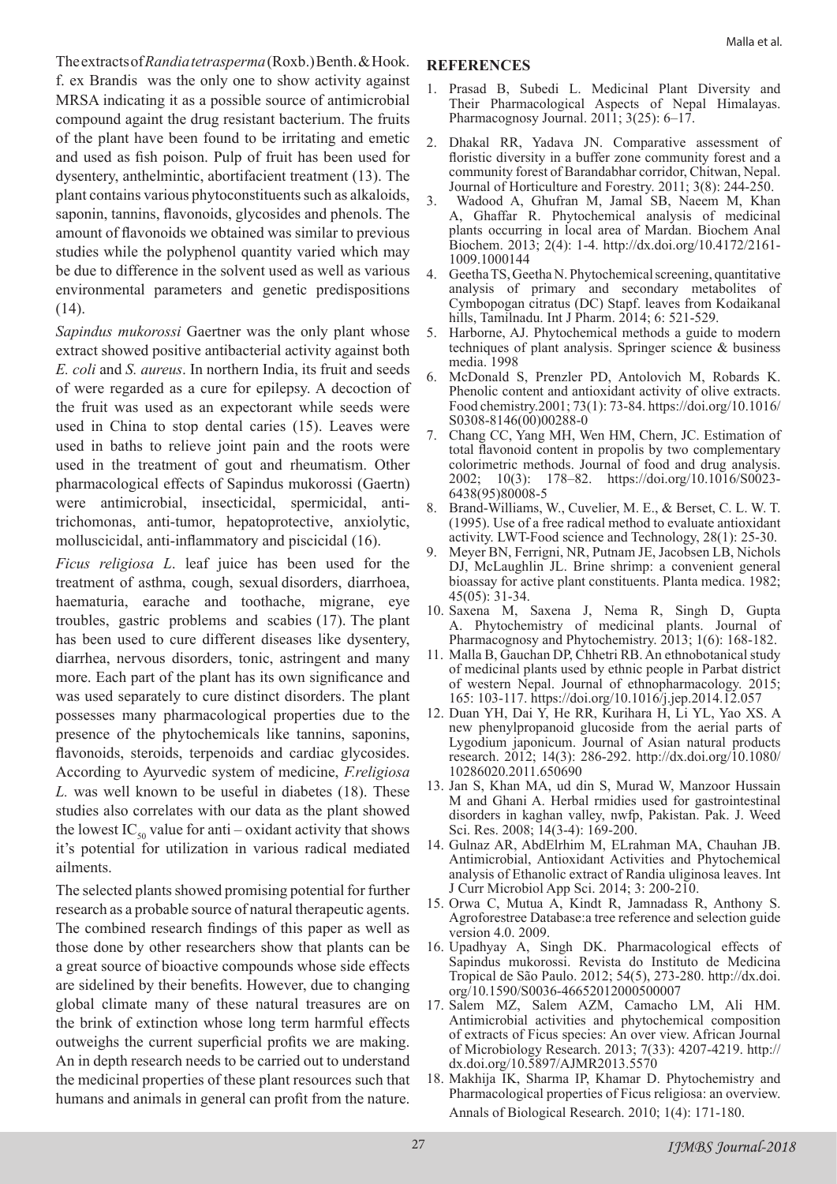The extracts of *Randia tetrasperma* (Roxb.) Benth. & Hook. f. ex Brandis was the only one to show activity against MRSA indicating it as a possible source of antimicrobial compound againt the drug resistant bacterium. The fruits of the plant have been found to be irritating and emetic and used as fish poison. Pulp of fruit has been used for dysentery, anthelmintic, abortifacient treatment (13). The plant contains various phytoconstituents such as alkaloids, saponin, tannins, flavonoids, glycosides and phenols. The amount of flavonoids we obtained was similar to previous studies while the polyphenol quantity varied which may be due to difference in the solvent used as well as various environmental parameters and genetic predispositions (14).

*Sapindus mukorossi* Gaertner was the only plant whose extract showed positive antibacterial activity against both *E. coli* and *S. aureus*. In northern India, its fruit and seeds of were regarded as a cure for epilepsy. A decoction of the fruit was used as an expectorant while seeds were used in China to stop dental caries (15). Leaves were used in baths to relieve joint pain and the roots were used in the treatment of gout and rheumatism. Other pharmacological effects of Sapindus mukorossi (Gaertn) were antimicrobial, insecticidal, spermicidal, anti-trichomonas, anti-tumor, hepatoprotective, anxiolytic, molluscicidal, anti-inflammatory and piscicidal (16).

*Ficus religiosa L*. leaf juice has been used for the treatment of asthma, cough, sexual disorders, diarrhoea, haematuria, earache and toothache, migrane, eye troubles, gastric problems and scabies (17). The plant has been used to cure different diseases like dysentery, diarrhea, nervous disorders, tonic, astringent and many more. Each part of the plant has its own significance and was used separately to cure distinct disorders. The plant possesses many pharmacological properties due to the presence of the phytochemicals like tannins, saponins, flavonoids, steroids, terpenoids and cardiac glycosides. According to Ayurvedic system of medicine, *F.religiosa L.* was well known to be useful in diabetes (18). These studies also correlates with our data as the plant showed the lowest $IC_{50}$ value for anti – oxidant activity that shows it's potential for utilization in various radical mediated ailments.

The selected plants showed promising potential for further research as a probable source of natural therapeutic agents. The combined research findings of this paper as well as those done by other researchers show that plants can be a great source of bioactive compounds whose side effects are sidelined by their benefits. However, due to changing global climate many of these natural treasures are on the brink of extinction whose long term harmful effects outweighs the current superficial profits we are making. An in depth research needs to be carried out to understand the medicinal properties of these plant resources such that humans and animals in general can profit from the nature.

## REFERENCES

1. Prasad B, Subedi L. Medicinal Plant Diversity and Their Pharmacological Aspects of Nepal Himalayas. Pharmacognosy Journal. 2011; 3(25): 6–17.
2. Dhakal RR, Yadava JN. Comparative assessment of floristic diversity in a buffer zone community forest and a community forest of Barandabhar corridor, Chitwan, Nepal. Journal of Horticulture and Forestry. 2011; 3(8): 244-250.
3. Wadood A, Ghufran M, Jamal SB, Naeem M, Khan A, Ghaffar R. Phytochemical analysis of medicinal plants occurring in local area of Mardan. Biochem Anal Biochem. 2013; 2(4): 1-4. http://dx.doi.org/10.4172/2161-1009.1000144
4. Geetha TS, Geetha N. Phytochemical screening, quantitative analysis of primary and secondary metabolites of Cymbopogan citratus (DC) Stapf. leaves from Kodaikanal hills, Tamilnadu. Int J Pharm. 2014; 6: 521-529.
5. Harborne, AJ. Phytochemical methods a guide to modern techniques of plant analysis. Springer science & business media. 1998
6. McDonald S, Prenzler PD, Antolovich M, Robards K. Phenolic content and antioxidant activity of olive extracts. Food chemistry.2001; 73(1): 73-84. https://doi.org/10.1016/S0308-8146(00)00288-0
7. Chang CC, Yang MH, Wen HM, Chern, JC. Estimation of total flavonoid content in propolis by two complementary colorimetric methods. Journal of food and drug analysis. 2002; 10(3): 178–82. https://doi.org/10.1016/S0023-6438(95)80008-5
8. Brand-Williams, W., Cuvelier, M. E., & Berset, C. L. W. T. (1995). Use of a free radical method to evaluate antioxidant activity. LWT-Food science and Technology, 28(1): 25-30.
9. Meyer BN, Ferrigni, NR, Putnam JE, Jacobsen LB, Nichols DJ, McLaughlin JL. Brine shrimp: a convenient general bioassay for active plant constituents. Planta medica. 1982; 45(05): 31-34.
10. Saxena M, Saxena J, Nema R, Singh D, Gupta A. Phytochemistry of medicinal plants. Journal of Pharmacognosy and Phytochemistry. 2013; 1(6): 168-182.
11. Malla B, Gauchan DP, Chhetri RB. An ethnobotanical study of medicinal plants used by ethnic people in Parbat district of western Nepal. Journal of ethnopharmacology. 2015; 165: 103-117. https://doi.org/10.1016/j.jep.2014.12.057
12. Duan YH, Dai Y, He RR, Kurihara H, Li YL, Yao XS. A new phenylpropanoid glucoside from the aerial parts of Lygodium japonicum. Journal of Asian natural products research. 2012; 14(3): 286-292. http://dx.doi.org/10.1080/10286020.2011.650690
13. Jan S, Khan MA, ud din S, Murad W, Manzoor Hussain M and Ghani A. Herbal rmidies used for gastrointestinal disorders in kaghan valley, nwfp, Pakistan. Pak. J. Weed Sci. Res. 2008; 14(3-4): 169-200.
14. Gulnaz AR, AbdElrhim M, ELrahman MA, Chauhan JB. Antimicrobial, Antioxidant Activities and Phytochemical analysis of Ethanolic extract of Randia uliginosa leaves. Int J Curr Microbiol App Sci. 2014; 3: 200-210.
15. Orwa C, Mutua A, Kindt R, Jamnadass R, Anthony S. Agroforestree Database:a tree reference and selection guide version 4.0. 2009.
16. Upadhyay A, Singh DK. Pharmacological effects of Sapindus mukorossi. Revista do Instituto de Medicina Tropical de São Paulo. 2012; 54(5), 273-280. http://dx.doi.org/10.1590/S0036-46652012000500007
17. Salem MZ, Salem AZM, Camacho LM, Ali HM. Antimicrobial activities and phytochemical composition of extracts of Ficus species: An over view. African Journal of Microbiology Research. 2013; 7(33): 4207-4219. http://dx.doi.org/10.5897/AJMR2013.5570
18. Makhija IK, Sharma IP, Khamar D. Phytochemistry and Pharmacological properties of Ficus religiosa: an overview. Annals of Biological Research. 2010; 1(4): 171-180.